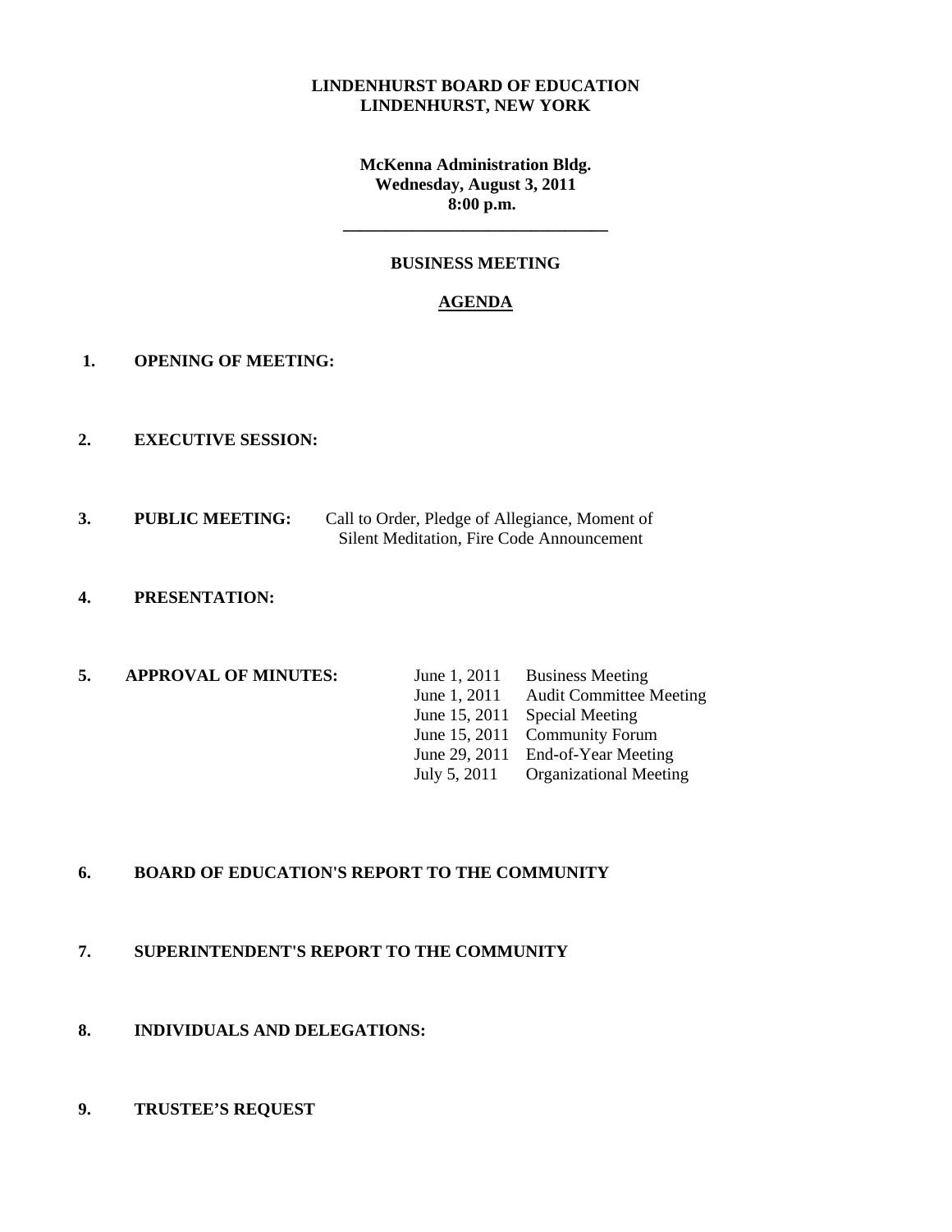**LINDENHURST BOARD OF EDUCATION**
**LINDENHURST, NEW YORK**

**McKenna Administration Bldg.**
**Wednesday, August 3, 2011**
**8:00 p.m.**

---

**BUSINESS MEETING**

**AGENDA**

**1. OPENING OF MEETING:**

**2. EXECUTIVE SESSION:**

**3. PUBLIC MEETING:** Call to Order, Pledge of Allegiance, Moment of Silent Meditation, Fire Code Announcement

**4. PRESENTATION:**

**5. APPROVAL OF MINUTES:**

| | |
|---|---|
| June 1, 2011 | Business Meeting |
| June 1, 2011 | Audit Committee Meeting |
| June 15, 2011 | Special Meeting |
| June 15, 2011 | Community Forum |
| June 29, 2011 | End-of-Year Meeting |
| July 5, 2011 | Organizational Meeting |

**6. BOARD OF EDUCATION'S REPORT TO THE COMMUNITY**

**7. SUPERINTENDENT'S REPORT TO THE COMMUNITY**

**8. INDIVIDUALS AND DELEGATIONS:**

**9. TRUSTEE'S REQUEST**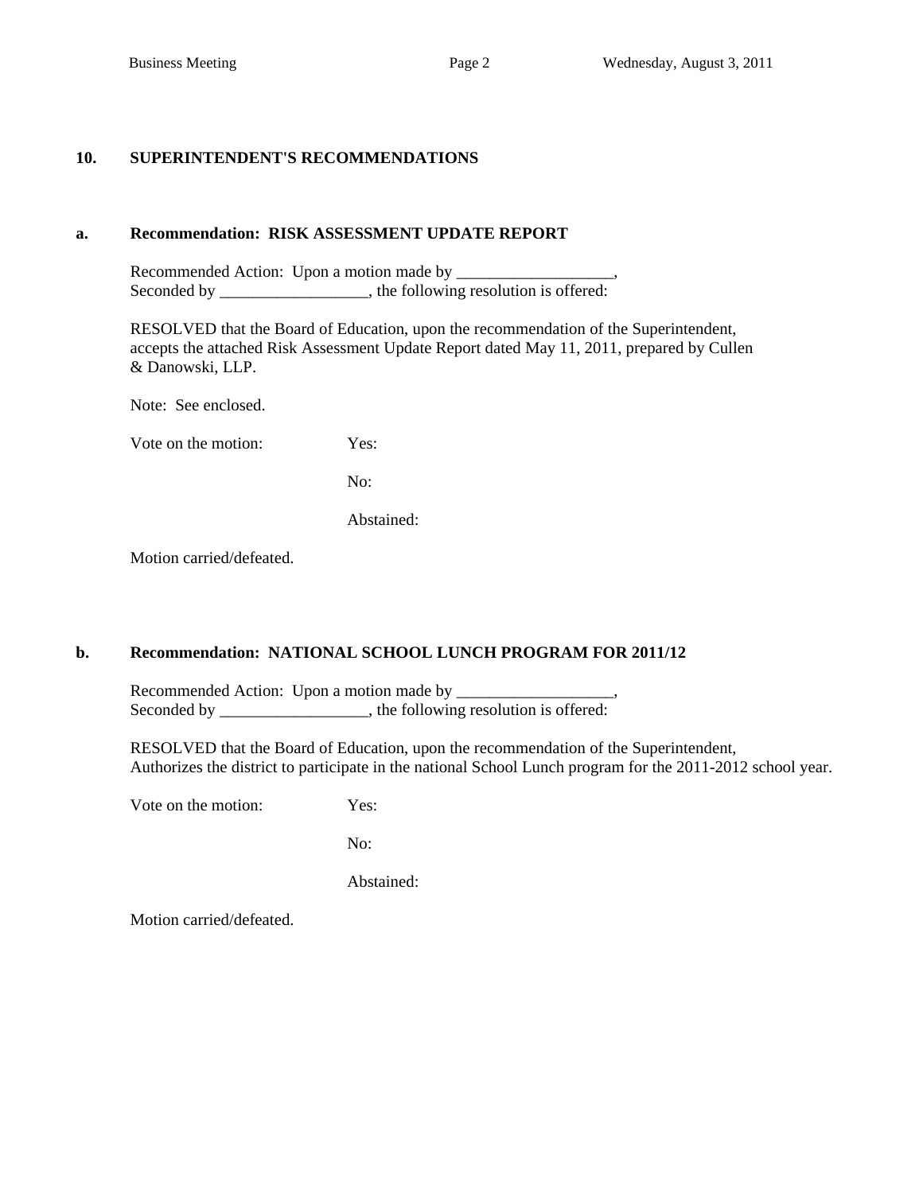## 10. SUPERINTENDENT'S RECOMMENDATIONS

### a. Recommendation: RISK ASSESSMENT UPDATE REPORT

Recommended Action: Upon a motion made by ___________________,
Seconded by __________________, the following resolution is offered:

RESOLVED that the Board of Education, upon the recommendation of the Superintendent, accepts the attached Risk Assessment Update Report dated May 11, 2011, prepared by Cullen & Danowski, LLP.

Note: See enclosed.

Vote on the motion: Yes:

No:

Abstained:

Motion carried/defeated.

### b. Recommendation: NATIONAL SCHOOL LUNCH PROGRAM FOR 2011/12

Recommended Action: Upon a motion made by ___________________,
Seconded by __________________, the following resolution is offered:

RESOLVED that the Board of Education, upon the recommendation of the Superintendent, Authorizes the district to participate in the national School Lunch program for the 2011-2012 school year.

Vote on the motion: Yes:

No:

Abstained:

Motion carried/defeated.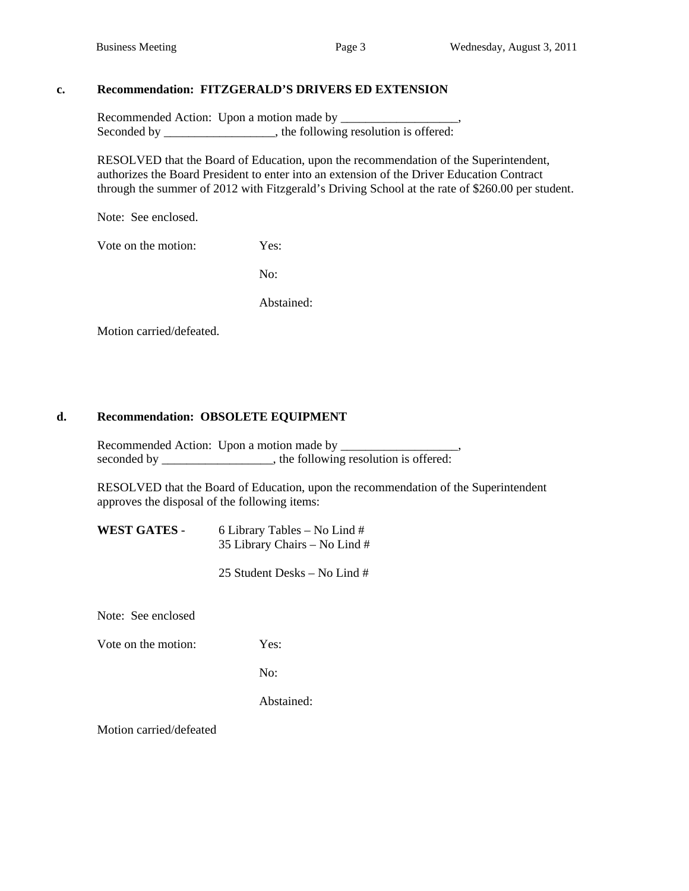**c. Recommendation: FITZGERALD'S DRIVERS ED EXTENSION**

Recommended Action: Upon a motion made by ___________________,
Seconded by __________________, the following resolution is offered:

RESOLVED that the Board of Education, upon the recommendation of the Superintendent, authorizes the Board President to enter into an extension of the Driver Education Contract through the summer of 2012 with Fitzgerald's Driving School at the rate of $260.00 per student.

Note: See enclosed.

Vote on the motion: Yes:

No:

Abstained:

Motion carried/defeated.

**d. Recommendation: OBSOLETE EQUIPMENT**

Recommended Action: Upon a motion made by ___________________,
seconded by __________________, the following resolution is offered:

RESOLVED that the Board of Education, upon the recommendation of the Superintendent approves the disposal of the following items:

**WEST GATES** - 6 Library Tables – No Lind #
35 Library Chairs – No Lind #

25 Student Desks – No Lind #

Note: See enclosed

Vote on the motion: Yes:

No:

Abstained:

Motion carried/defeated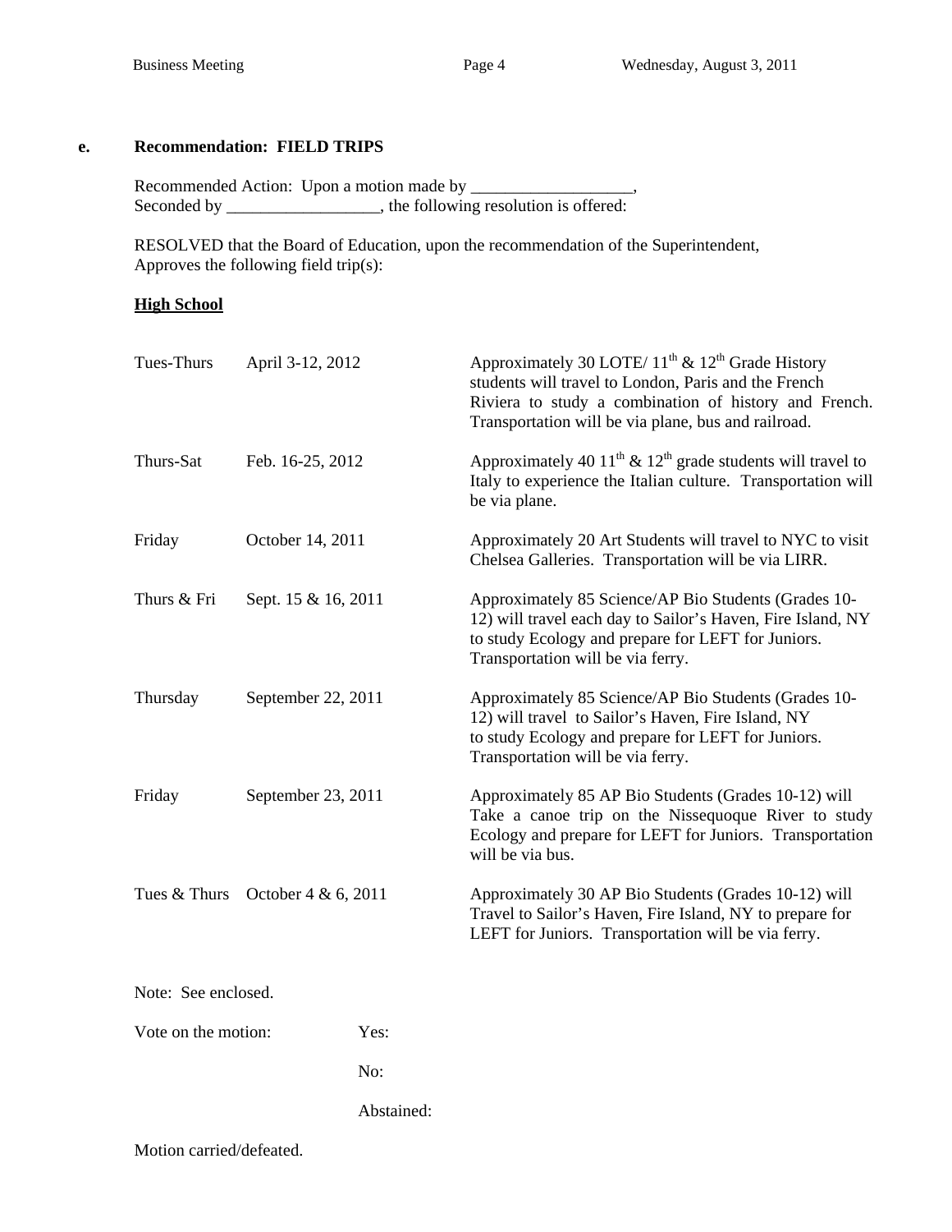**e. Recommendation: FIELD TRIPS**

Recommended Action: Upon a motion made by ___________________,
Seconded by __________________, the following resolution is offered:

RESOLVED that the Board of Education, upon the recommendation of the Superintendent, Approves the following field trip(s):

**<u>High School</u>**

| | | |
|---|---|---|
| Tues-Thurs | April 3-12, 2012 | Approximately 30 LOTE/ 11th & 12th Grade History students will travel to London, Paris and the French Riviera to study a combination of history and French. Transportation will be via plane, bus and railroad. |
| Thurs-Sat | Feb. 16-25, 2012 | Approximately 40 11th & 12th grade students will travel to Italy to experience the Italian culture. Transportation will be via plane. |
| Friday | October 14, 2011 | Approximately 20 Art Students will travel to NYC to visit Chelsea Galleries. Transportation will be via LIRR. |
| Thurs & Fri | Sept. 15 & 16, 2011 | Approximately 85 Science/AP Bio Students (Grades 10-12) will travel each day to Sailor's Haven, Fire Island, NY to study Ecology and prepare for LEFT for Juniors. Transportation will be via ferry. |
| Thursday | September 22, 2011 | Approximately 85 Science/AP Bio Students (Grades 10-12) will travel to Sailor's Haven, Fire Island, NY to study Ecology and prepare for LEFT for Juniors. Transportation will be via ferry. |
| Friday | September 23, 2011 | Approximately 85 AP Bio Students (Grades 10-12) will Take a canoe trip on the Nissequoque River to study Ecology and prepare for LEFT for Juniors. Transportation will be via bus. |
| Tues & Thurs | October 4 & 6, 2011 | Approximately 30 AP Bio Students (Grades 10-12) will Travel to Sailor's Haven, Fire Island, NY to prepare for LEFT for Juniors. Transportation will be via ferry. |

Note: See enclosed.

Vote on the motion: Yes:

No:

Abstained:

Motion carried/defeated.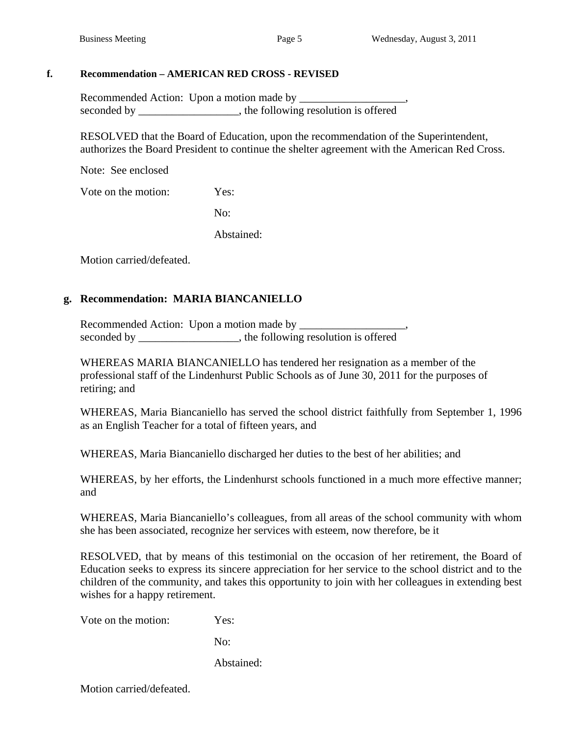**f. Recommendation – AMERICAN RED CROSS - REVISED**

Recommended Action: Upon a motion made by ___________________, seconded by __________________, the following resolution is offered

RESOLVED that the Board of Education, upon the recommendation of the Superintendent, authorizes the Board President to continue the shelter agreement with the American Red Cross.

Note: See enclosed

Vote on the motion: Yes:

No:

Abstained:

Motion carried/defeated.

**g. Recommendation: MARIA BIANCANIELLO**

Recommended Action: Upon a motion made by ___________________, seconded by __________________, the following resolution is offered

WHEREAS MARIA BIANCANIELLO has tendered her resignation as a member of the professional staff of the Lindenhurst Public Schools as of June 30, 2011 for the purposes of retiring; and

WHEREAS, Maria Biancaniello has served the school district faithfully from September 1, 1996 as an English Teacher for a total of fifteen years, and

WHEREAS, Maria Biancaniello discharged her duties to the best of her abilities; and

WHEREAS, by her efforts, the Lindenhurst schools functioned in a much more effective manner; and

WHEREAS, Maria Biancaniello's colleagues, from all areas of the school community with whom she has been associated, recognize her services with esteem, now therefore, be it

RESOLVED, that by means of this testimonial on the occasion of her retirement, the Board of Education seeks to express its sincere appreciation for her service to the school district and to the children of the community, and takes this opportunity to join with her colleagues in extending best wishes for a happy retirement.

Vote on the motion: Yes:

No:

Abstained:

Motion carried/defeated.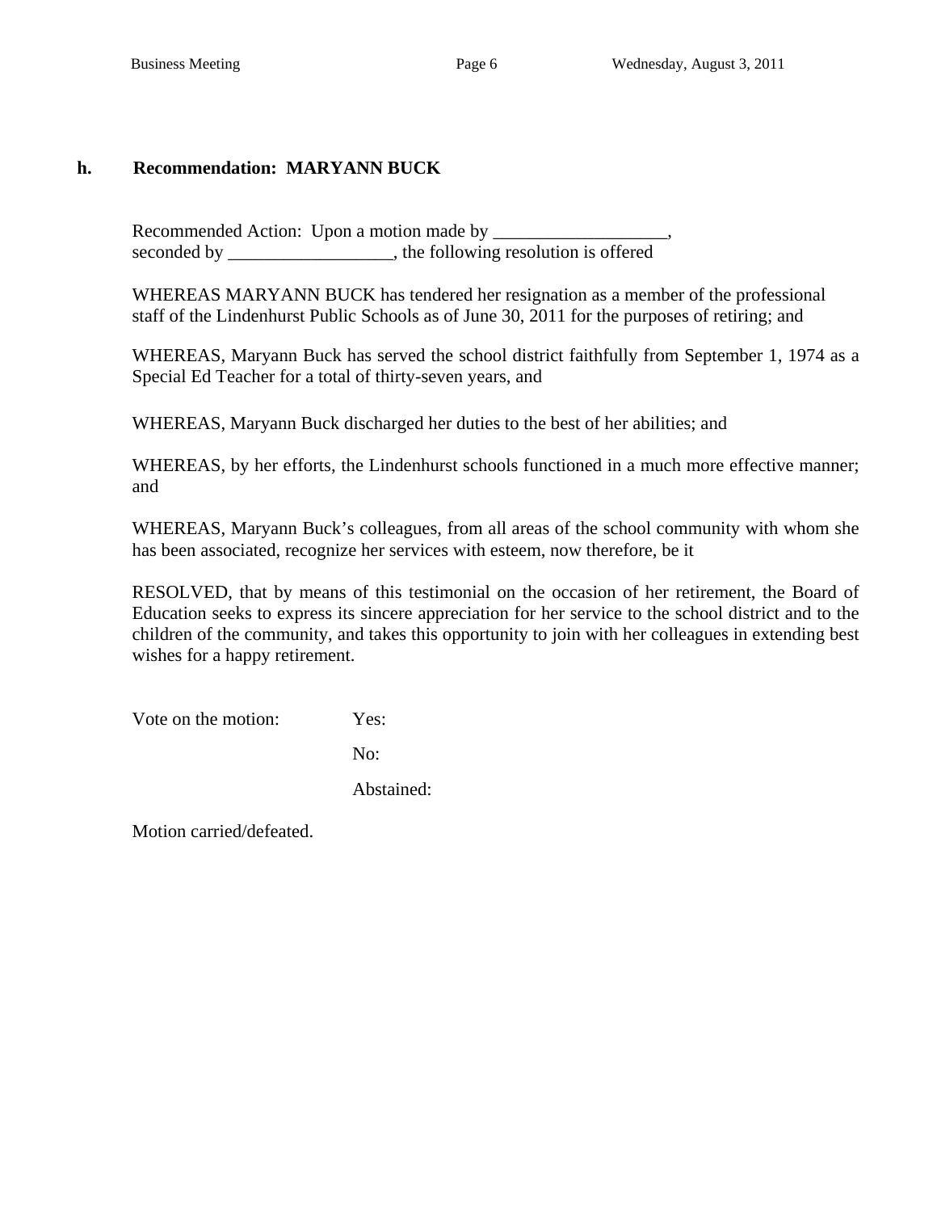**h. Recommendation: MARYANN BUCK**

Recommended Action: Upon a motion made by ___________________, seconded by __________________, the following resolution is offered

WHEREAS MARYANN BUCK has tendered her resignation as a member of the professional staff of the Lindenhurst Public Schools as of June 30, 2011 for the purposes of retiring; and

WHEREAS, Maryann Buck has served the school district faithfully from September 1, 1974 as a Special Ed Teacher for a total of thirty-seven years, and

WHEREAS, Maryann Buck discharged her duties to the best of her abilities; and

WHEREAS, by her efforts, the Lindenhurst schools functioned in a much more effective manner; and

WHEREAS, Maryann Buck's colleagues, from all areas of the school community with whom she has been associated, recognize her services with esteem, now therefore, be it

RESOLVED, that by means of this testimonial on the occasion of her retirement, the Board of Education seeks to express its sincere appreciation for her service to the school district and to the children of the community, and takes this opportunity to join with her colleagues in extending best wishes for a happy retirement.

Vote on the motion: Yes:

No:

Abstained:

Motion carried/defeated.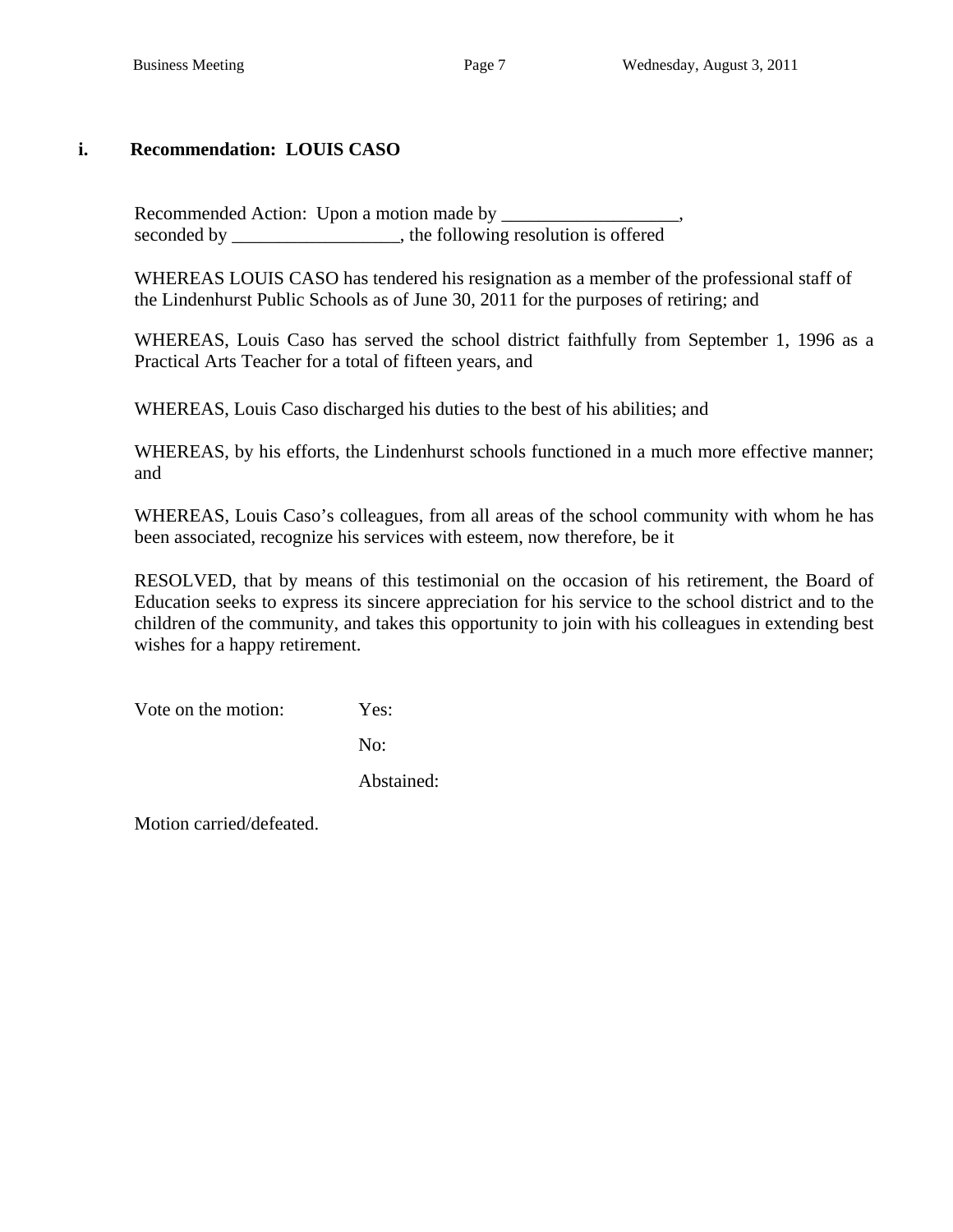### i. Recommendation: LOUIS CASO

Recommended Action: Upon a motion made by ___________________, seconded by __________________, the following resolution is offered

WHEREAS LOUIS CASO has tendered his resignation as a member of the professional staff of the Lindenhurst Public Schools as of June 30, 2011 for the purposes of retiring; and

WHEREAS, Louis Caso has served the school district faithfully from September 1, 1996 as a Practical Arts Teacher for a total of fifteen years, and

WHEREAS, Louis Caso discharged his duties to the best of his abilities; and

WHEREAS, by his efforts, the Lindenhurst schools functioned in a much more effective manner; and

WHEREAS, Louis Caso's colleagues, from all areas of the school community with whom he has been associated, recognize his services with esteem, now therefore, be it

RESOLVED, that by means of this testimonial on the occasion of his retirement, the Board of Education seeks to express its sincere appreciation for his service to the school district and to the children of the community, and takes this opportunity to join with his colleagues in extending best wishes for a happy retirement.

Vote on the motion: Yes:

No:

Abstained:

Motion carried/defeated.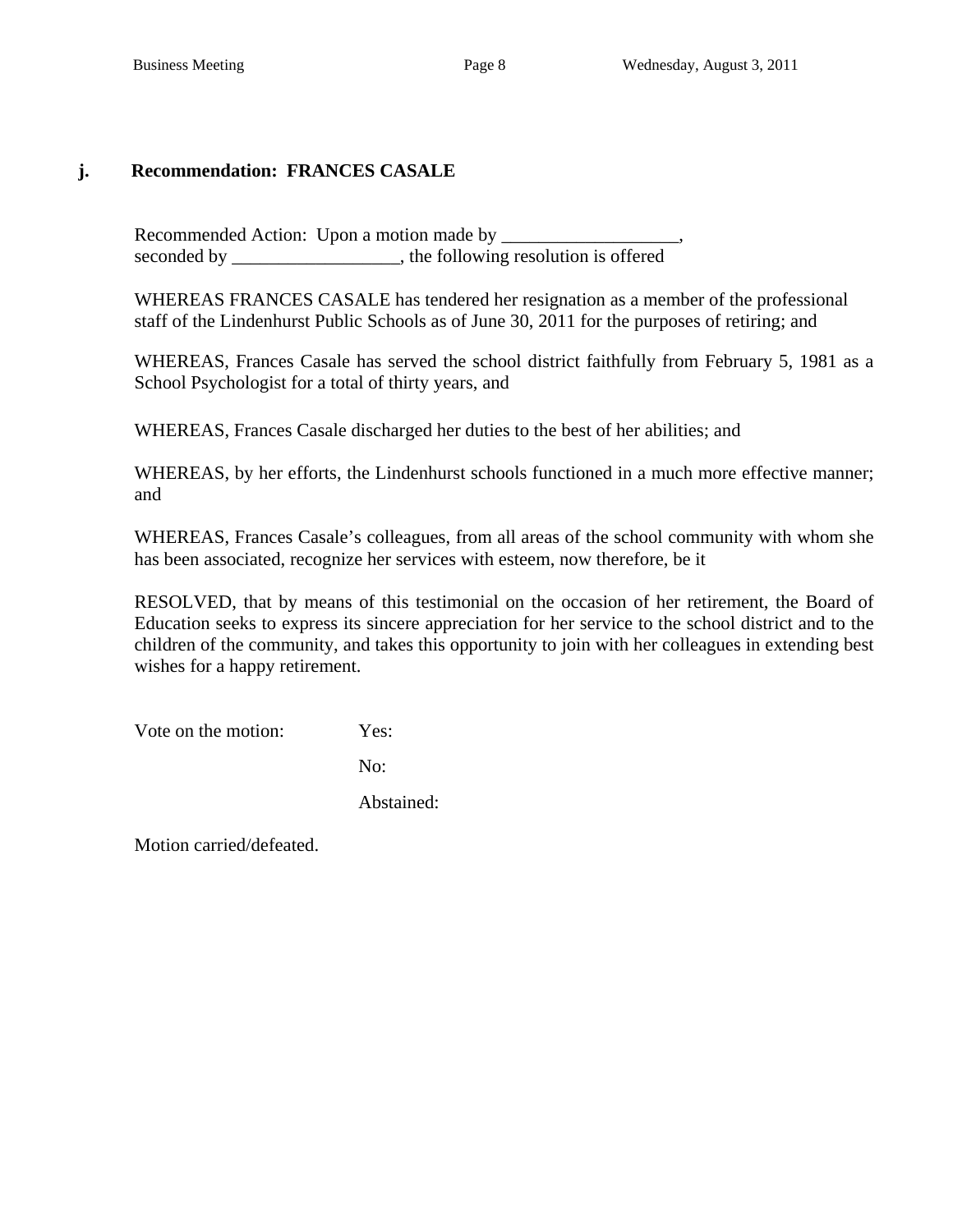**j. Recommendation: FRANCES CASALE**

Recommended Action: Upon a motion made by ___________________, seconded by __________________, the following resolution is offered

WHEREAS FRANCES CASALE has tendered her resignation as a member of the professional staff of the Lindenhurst Public Schools as of June 30, 2011 for the purposes of retiring; and

WHEREAS, Frances Casale has served the school district faithfully from February 5, 1981 as a School Psychologist for a total of thirty years, and

WHEREAS, Frances Casale discharged her duties to the best of her abilities; and

WHEREAS, by her efforts, the Lindenhurst schools functioned in a much more effective manner; and

WHEREAS, Frances Casale's colleagues, from all areas of the school community with whom she has been associated, recognize her services with esteem, now therefore, be it

RESOLVED, that by means of this testimonial on the occasion of her retirement, the Board of Education seeks to express its sincere appreciation for her service to the school district and to the children of the community, and takes this opportunity to join with her colleagues in extending best wishes for a happy retirement.

Vote on the motion: Yes:

No:

Abstained:

Motion carried/defeated.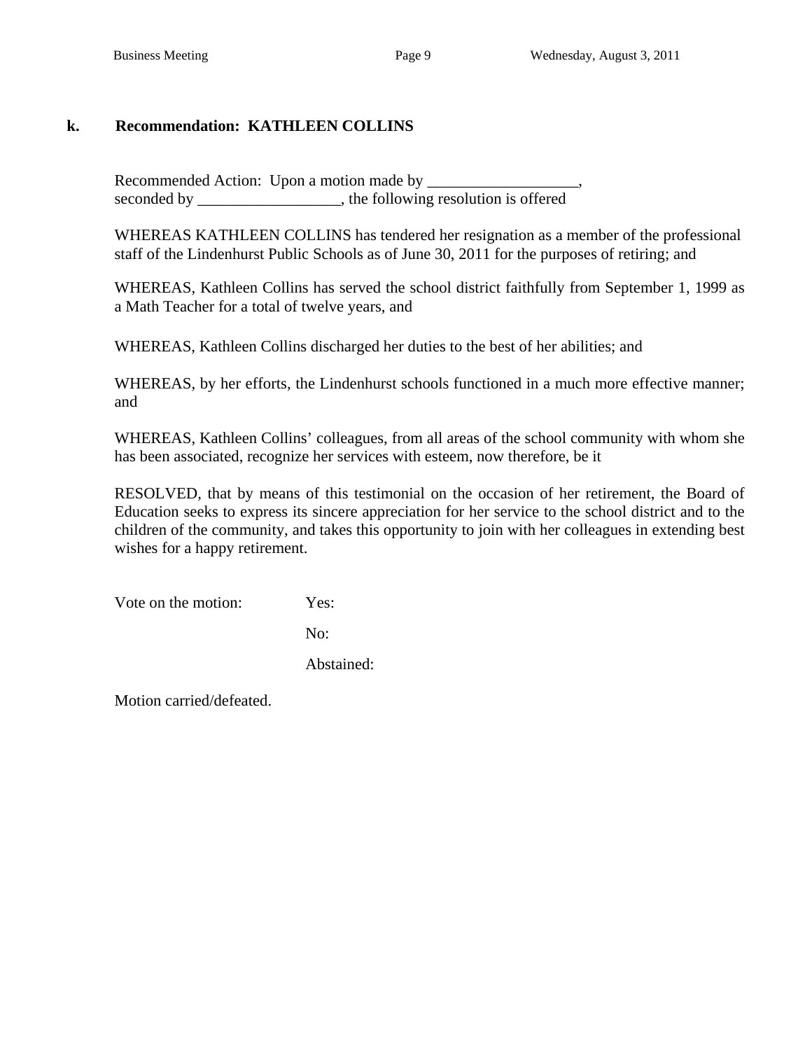**k. Recommendation: KATHLEEN COLLINS**

Recommended Action: Upon a motion made by ___________________,
seconded by __________________, the following resolution is offered

WHEREAS KATHLEEN COLLINS has tendered her resignation as a member of the professional staff of the Lindenhurst Public Schools as of June 30, 2011 for the purposes of retiring; and

WHEREAS, Kathleen Collins has served the school district faithfully from September 1, 1999 as a Math Teacher for a total of twelve years, and

WHEREAS, Kathleen Collins discharged her duties to the best of her abilities; and

WHEREAS, by her efforts, the Lindenhurst schools functioned in a much more effective manner; and

WHEREAS, Kathleen Collins' colleagues, from all areas of the school community with whom she has been associated, recognize her services with esteem, now therefore, be it

RESOLVED, that by means of this testimonial on the occasion of her retirement, the Board of Education seeks to express its sincere appreciation for her service to the school district and to the children of the community, and takes this opportunity to join with her colleagues in extending best wishes for a happy retirement.

Vote on the motion: Yes:

No:

Abstained:

Motion carried/defeated.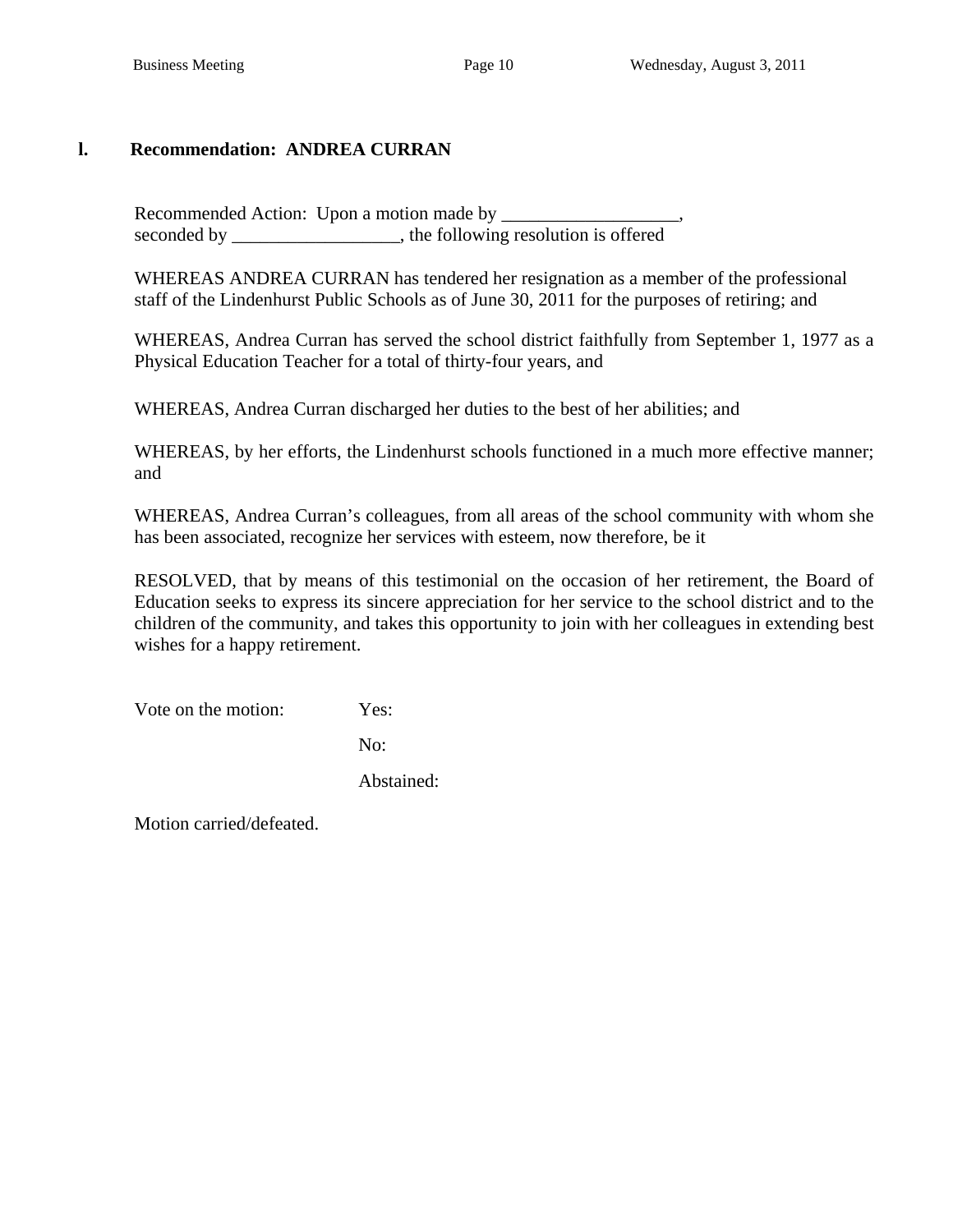## l. Recommendation: ANDREA CURRAN

Recommended Action: Upon a motion made by ___________________, seconded by __________________, the following resolution is offered

WHEREAS ANDREA CURRAN has tendered her resignation as a member of the professional staff of the Lindenhurst Public Schools as of June 30, 2011 for the purposes of retiring; and

WHEREAS, Andrea Curran has served the school district faithfully from September 1, 1977 as a Physical Education Teacher for a total of thirty-four years, and

WHEREAS, Andrea Curran discharged her duties to the best of her abilities; and

WHEREAS, by her efforts, the Lindenhurst schools functioned in a much more effective manner; and

WHEREAS, Andrea Curran's colleagues, from all areas of the school community with whom she has been associated, recognize her services with esteem, now therefore, be it

RESOLVED, that by means of this testimonial on the occasion of her retirement, the Board of Education seeks to express its sincere appreciation for her service to the school district and to the children of the community, and takes this opportunity to join with her colleagues in extending best wishes for a happy retirement.

Vote on the motion: Yes:

No:

Abstained:

Motion carried/defeated.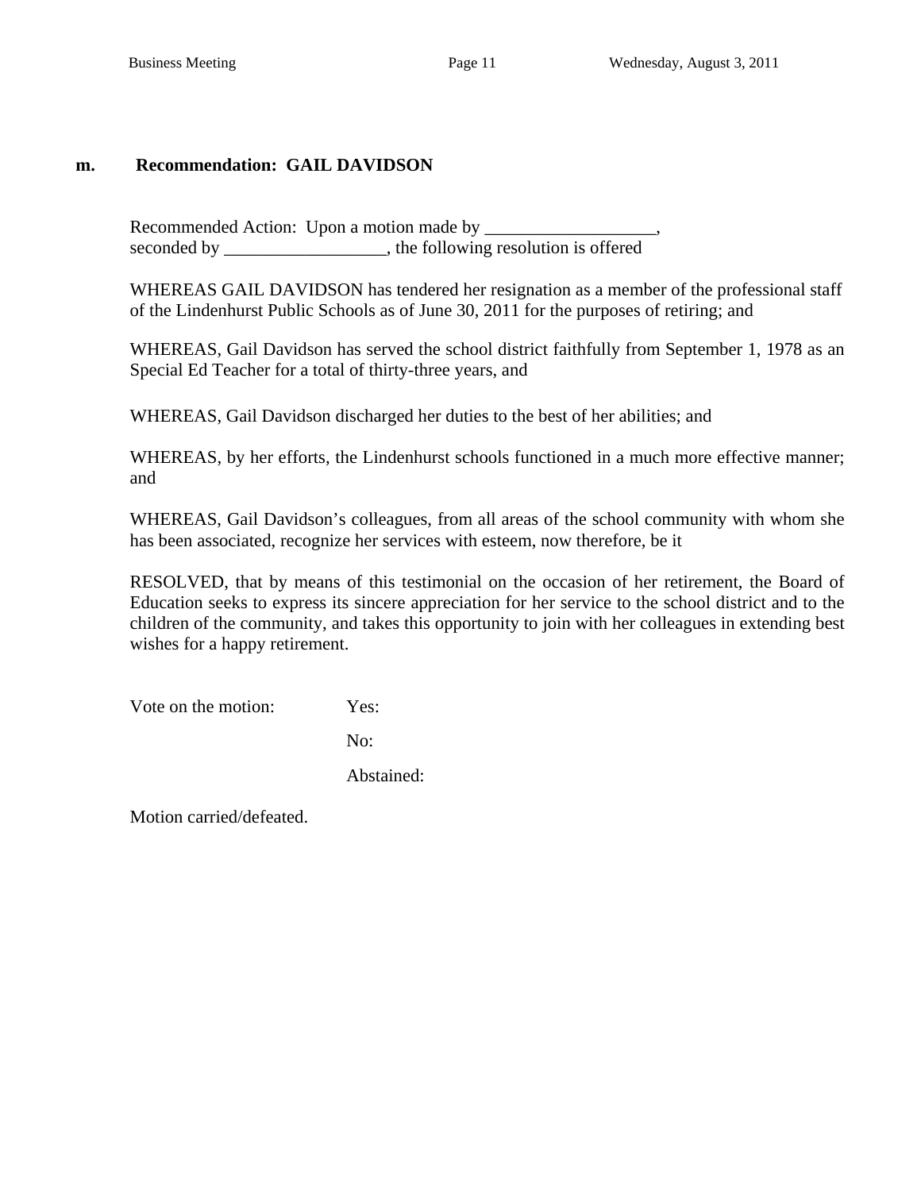**m. Recommendation: GAIL DAVIDSON**

Recommended Action: Upon a motion made by ___________________,
seconded by __________________, the following resolution is offered

WHEREAS GAIL DAVIDSON has tendered her resignation as a member of the professional staff of the Lindenhurst Public Schools as of June 30, 2011 for the purposes of retiring; and

WHEREAS, Gail Davidson has served the school district faithfully from September 1, 1978 as an Special Ed Teacher for a total of thirty-three years, and

WHEREAS, Gail Davidson discharged her duties to the best of her abilities; and

WHEREAS, by her efforts, the Lindenhurst schools functioned in a much more effective manner; and

WHEREAS, Gail Davidson's colleagues, from all areas of the school community with whom she has been associated, recognize her services with esteem, now therefore, be it

RESOLVED, that by means of this testimonial on the occasion of her retirement, the Board of Education seeks to express its sincere appreciation for her service to the school district and to the children of the community, and takes this opportunity to join with her colleagues in extending best wishes for a happy retirement.

Vote on the motion: Yes:

No:

Abstained:

Motion carried/defeated.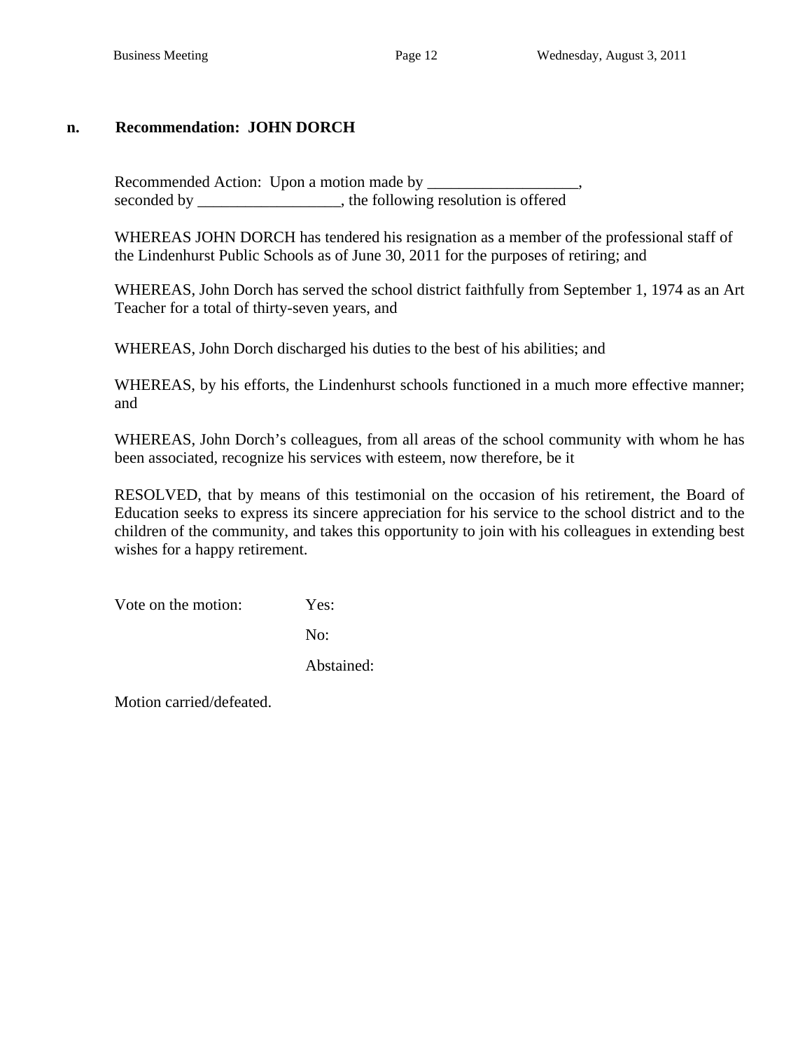**n. Recommendation: JOHN DORCH**

Recommended Action: Upon a motion made by ___________________,
seconded by __________________, the following resolution is offered

WHEREAS JOHN DORCH has tendered his resignation as a member of the professional staff of the Lindenhurst Public Schools as of June 30, 2011 for the purposes of retiring; and

WHEREAS, John Dorch has served the school district faithfully from September 1, 1974 as an Art Teacher for a total of thirty-seven years, and

WHEREAS, John Dorch discharged his duties to the best of his abilities; and

WHEREAS, by his efforts, the Lindenhurst schools functioned in a much more effective manner; and

WHEREAS, John Dorch's colleagues, from all areas of the school community with whom he has been associated, recognize his services with esteem, now therefore, be it

RESOLVED, that by means of this testimonial on the occasion of his retirement, the Board of Education seeks to express its sincere appreciation for his service to the school district and to the children of the community, and takes this opportunity to join with his colleagues in extending best wishes for a happy retirement.

Vote on the motion: Yes:

No:

Abstained:

Motion carried/defeated.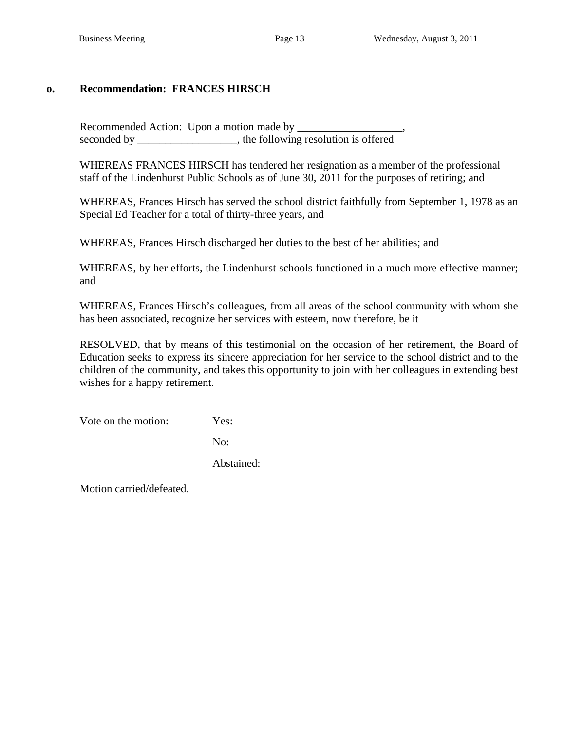**o. Recommendation: FRANCES HIRSCH**

Recommended Action: Upon a motion made by ___________________, seconded by __________________, the following resolution is offered

WHEREAS FRANCES HIRSCH has tendered her resignation as a member of the professional staff of the Lindenhurst Public Schools as of June 30, 2011 for the purposes of retiring; and

WHEREAS, Frances Hirsch has served the school district faithfully from September 1, 1978 as an Special Ed Teacher for a total of thirty-three years, and

WHEREAS, Frances Hirsch discharged her duties to the best of her abilities; and

WHEREAS, by her efforts, the Lindenhurst schools functioned in a much more effective manner; and

WHEREAS, Frances Hirsch's colleagues, from all areas of the school community with whom she has been associated, recognize her services with esteem, now therefore, be it

RESOLVED, that by means of this testimonial on the occasion of her retirement, the Board of Education seeks to express its sincere appreciation for her service to the school district and to the children of the community, and takes this opportunity to join with her colleagues in extending best wishes for a happy retirement.

Vote on the motion: Yes:

No:

Abstained:

Motion carried/defeated.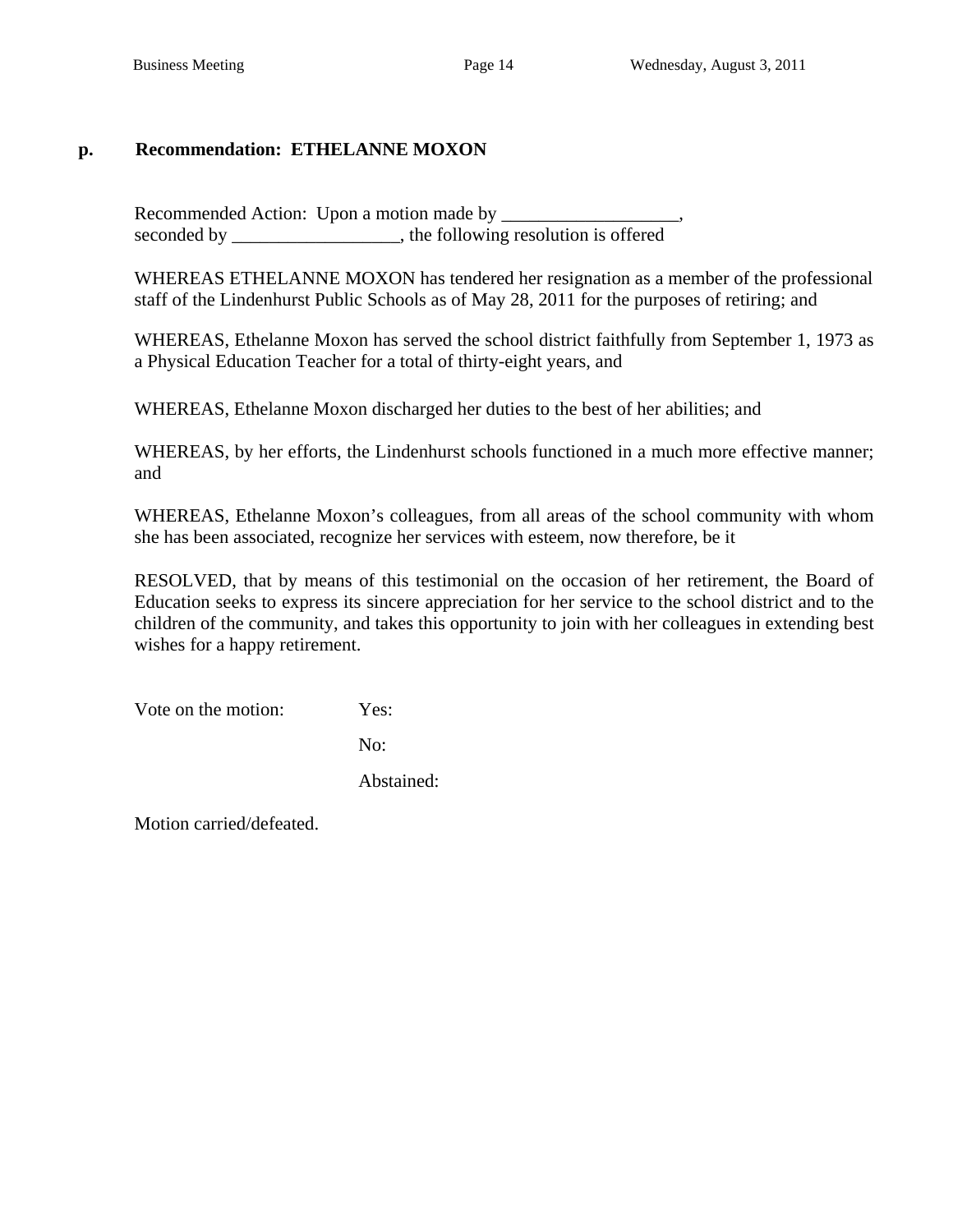**p. Recommendation: ETHELANNE MOXON**

Recommended Action: Upon a motion made by ___________________, seconded by __________________, the following resolution is offered

WHEREAS ETHELANNE MOXON has tendered her resignation as a member of the professional staff of the Lindenhurst Public Schools as of May 28, 2011 for the purposes of retiring; and

WHEREAS, Ethelanne Moxon has served the school district faithfully from September 1, 1973 as a Physical Education Teacher for a total of thirty-eight years, and

WHEREAS, Ethelanne Moxon discharged her duties to the best of her abilities; and

WHEREAS, by her efforts, the Lindenhurst schools functioned in a much more effective manner; and

WHEREAS, Ethelanne Moxon's colleagues, from all areas of the school community with whom she has been associated, recognize her services with esteem, now therefore, be it

RESOLVED, that by means of this testimonial on the occasion of her retirement, the Board of Education seeks to express its sincere appreciation for her service to the school district and to the children of the community, and takes this opportunity to join with her colleagues in extending best wishes for a happy retirement.

Vote on the motion: Yes:

No:

Abstained:

Motion carried/defeated.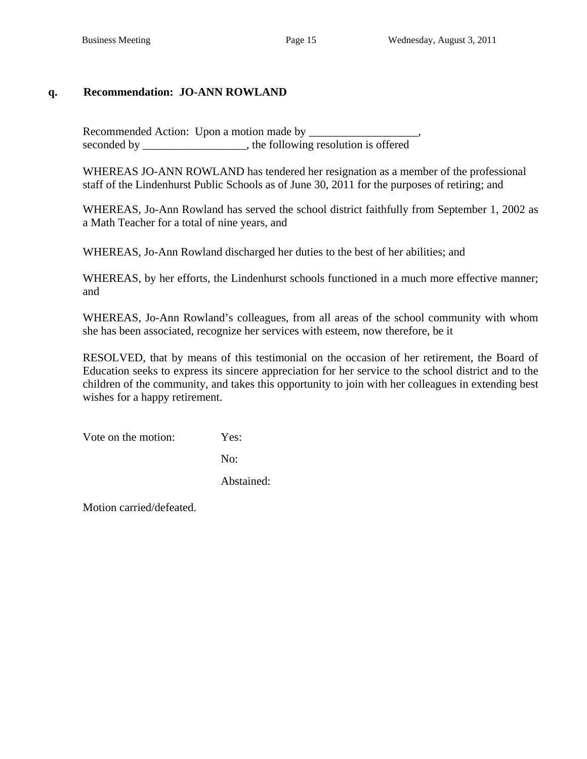**q. Recommendation: JO-ANN ROWLAND**

Recommended Action: Upon a motion made by ___________________,
seconded by __________________, the following resolution is offered

WHEREAS JO-ANN ROWLAND has tendered her resignation as a member of the professional staff of the Lindenhurst Public Schools as of June 30, 2011 for the purposes of retiring; and

WHEREAS, Jo-Ann Rowland has served the school district faithfully from September 1, 2002 as a Math Teacher for a total of nine years, and

WHEREAS, Jo-Ann Rowland discharged her duties to the best of her abilities; and

WHEREAS, by her efforts, the Lindenhurst schools functioned in a much more effective manner; and

WHEREAS, Jo-Ann Rowland's colleagues, from all areas of the school community with whom she has been associated, recognize her services with esteem, now therefore, be it

RESOLVED, that by means of this testimonial on the occasion of her retirement, the Board of Education seeks to express its sincere appreciation for her service to the school district and to the children of the community, and takes this opportunity to join with her colleagues in extending best wishes for a happy retirement.

Vote on the motion: Yes:

No:

Abstained:

Motion carried/defeated.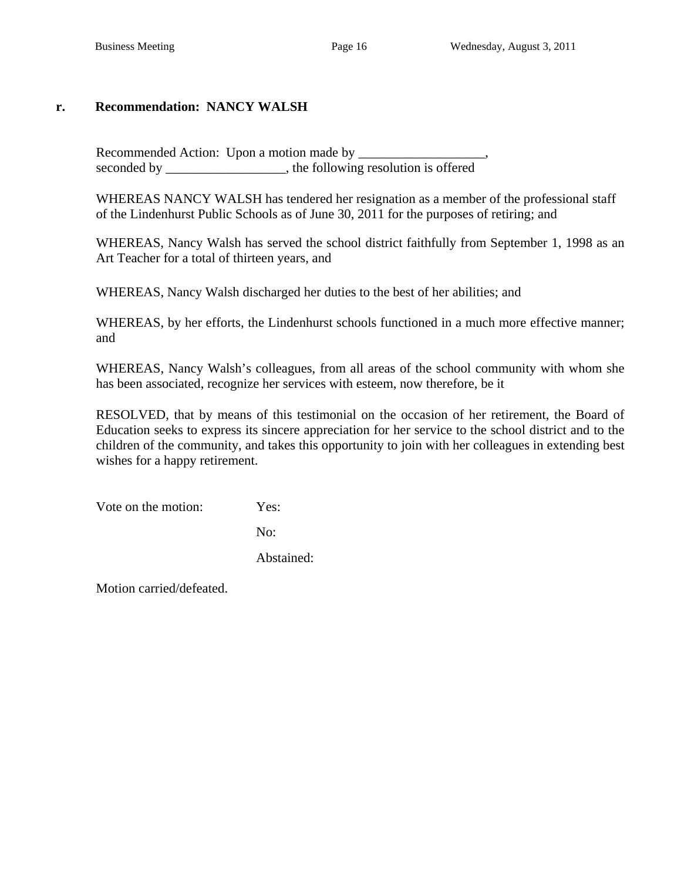**r. Recommendation: NANCY WALSH**

Recommended Action: Upon a motion made by ___________________, seconded by __________________, the following resolution is offered

WHEREAS NANCY WALSH has tendered her resignation as a member of the professional staff of the Lindenhurst Public Schools as of June 30, 2011 for the purposes of retiring; and

WHEREAS, Nancy Walsh has served the school district faithfully from September 1, 1998 as an Art Teacher for a total of thirteen years, and

WHEREAS, Nancy Walsh discharged her duties to the best of her abilities; and

WHEREAS, by her efforts, the Lindenhurst schools functioned in a much more effective manner; and

WHEREAS, Nancy Walsh's colleagues, from all areas of the school community with whom she has been associated, recognize her services with esteem, now therefore, be it

RESOLVED, that by means of this testimonial on the occasion of her retirement, the Board of Education seeks to express its sincere appreciation for her service to the school district and to the children of the community, and takes this opportunity to join with her colleagues in extending best wishes for a happy retirement.

Vote on the motion: Yes:

No:

Abstained:

Motion carried/defeated.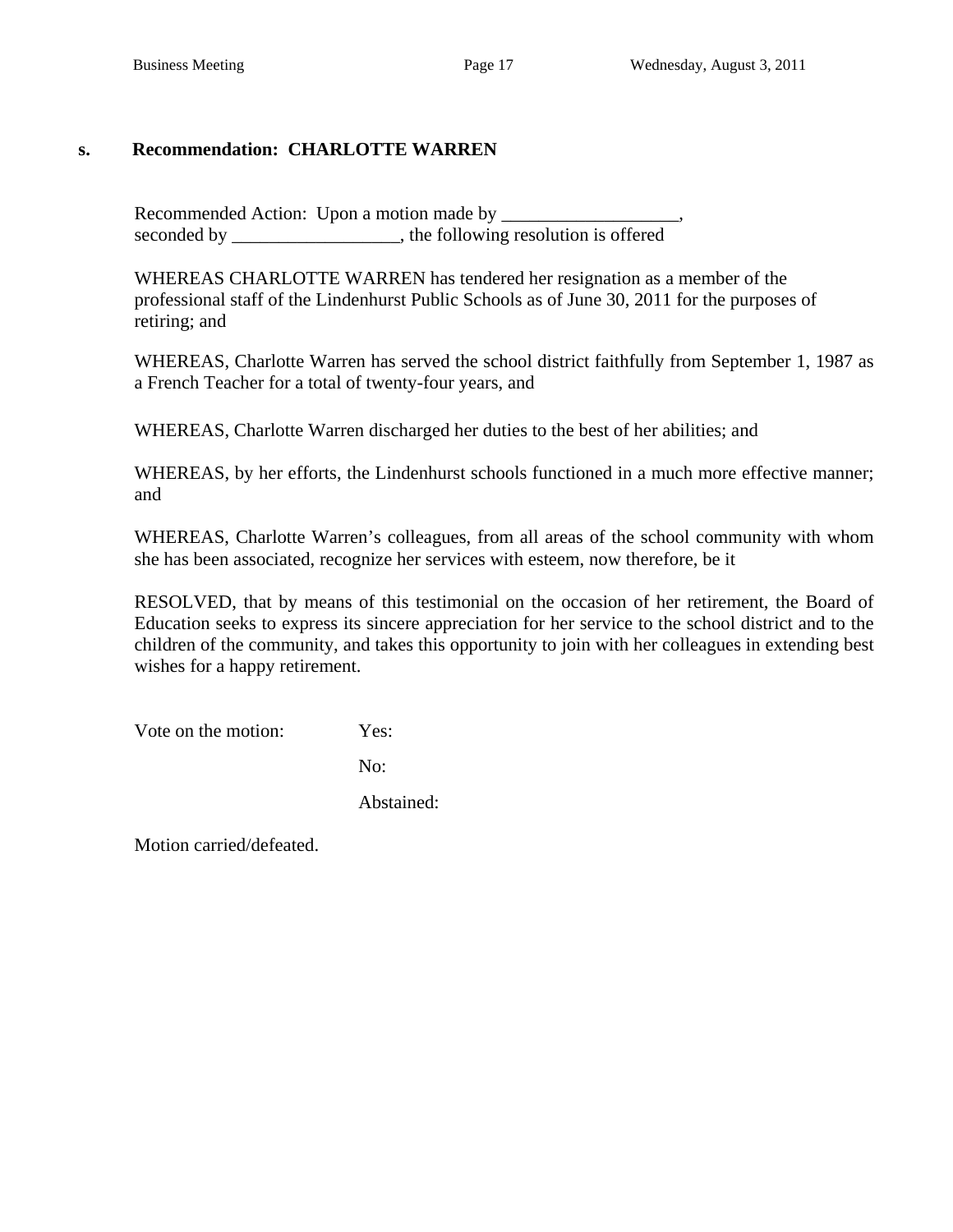**s. Recommendation: CHARLOTTE WARREN**

Recommended Action: Upon a motion made by ___________________,
seconded by __________________, the following resolution is offered

WHEREAS CHARLOTTE WARREN has tendered her resignation as a member of the professional staff of the Lindenhurst Public Schools as of June 30, 2011 for the purposes of retiring; and

WHEREAS, Charlotte Warren has served the school district faithfully from September 1, 1987 as a French Teacher for a total of twenty-four years, and

WHEREAS, Charlotte Warren discharged her duties to the best of her abilities; and

WHEREAS, by her efforts, the Lindenhurst schools functioned in a much more effective manner; and

WHEREAS, Charlotte Warren's colleagues, from all areas of the school community with whom she has been associated, recognize her services with esteem, now therefore, be it

RESOLVED, that by means of this testimonial on the occasion of her retirement, the Board of Education seeks to express its sincere appreciation for her service to the school district and to the children of the community, and takes this opportunity to join with her colleagues in extending best wishes for a happy retirement.

Vote on the motion: Yes:

No:

Abstained:

Motion carried/defeated.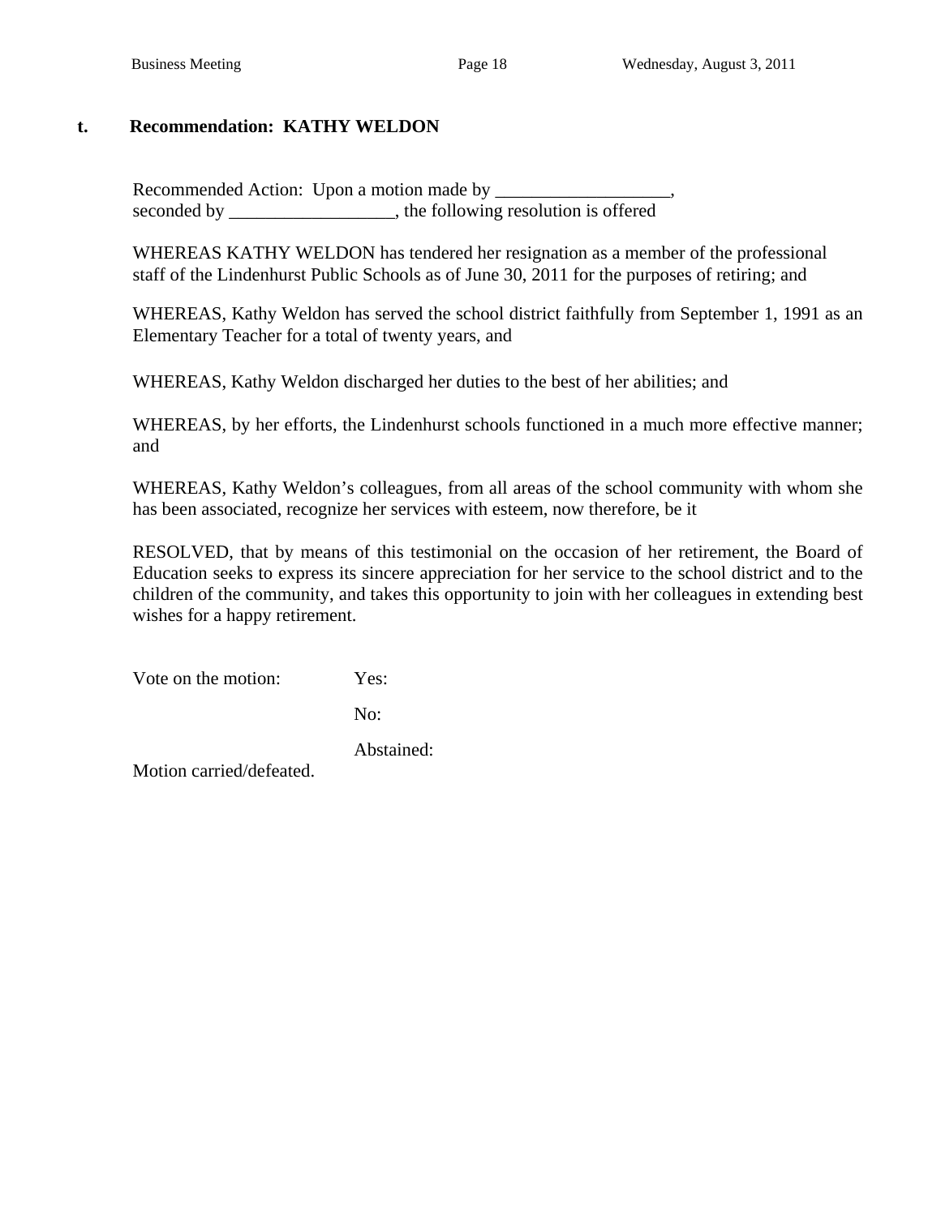**t. Recommendation: KATHY WELDON**

Recommended Action: Upon a motion made by ___________________,
seconded by __________________, the following resolution is offered

WHEREAS KATHY WELDON has tendered her resignation as a member of the professional staff of the Lindenhurst Public Schools as of June 30, 2011 for the purposes of retiring; and

WHEREAS, Kathy Weldon has served the school district faithfully from September 1, 1991 as an Elementary Teacher for a total of twenty years, and

WHEREAS, Kathy Weldon discharged her duties to the best of her abilities; and

WHEREAS, by her efforts, the Lindenhurst schools functioned in a much more effective manner; and

WHEREAS, Kathy Weldon's colleagues, from all areas of the school community with whom she has been associated, recognize her services with esteem, now therefore, be it

RESOLVED, that by means of this testimonial on the occasion of her retirement, the Board of Education seeks to express its sincere appreciation for her service to the school district and to the children of the community, and takes this opportunity to join with her colleagues in extending best wishes for a happy retirement.

Vote on the motion: Yes:

No:

Abstained:

Motion carried/defeated.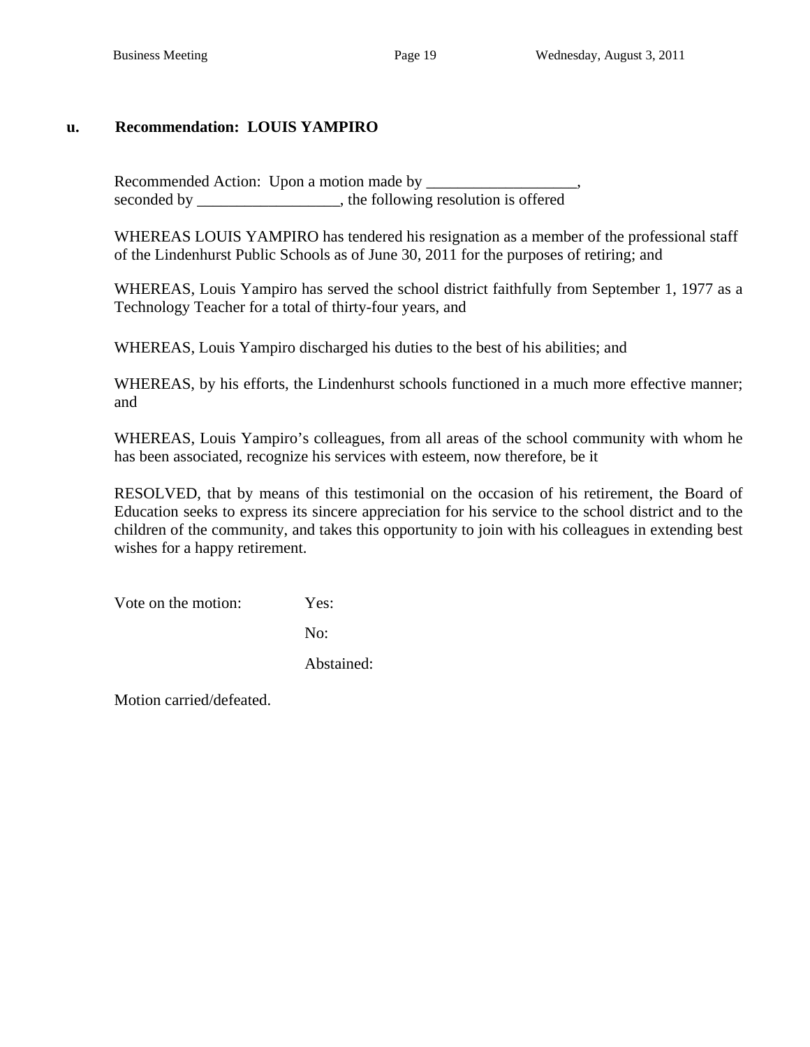**u. Recommendation: LOUIS YAMPIRO**

Recommended Action: Upon a motion made by ___________________, seconded by __________________, the following resolution is offered

WHEREAS LOUIS YAMPIRO has tendered his resignation as a member of the professional staff of the Lindenhurst Public Schools as of June 30, 2011 for the purposes of retiring; and

WHEREAS, Louis Yampiro has served the school district faithfully from September 1, 1977 as a Technology Teacher for a total of thirty-four years, and

WHEREAS, Louis Yampiro discharged his duties to the best of his abilities; and

WHEREAS, by his efforts, the Lindenhurst schools functioned in a much more effective manner; and

WHEREAS, Louis Yampiro's colleagues, from all areas of the school community with whom he has been associated, recognize his services with esteem, now therefore, be it

RESOLVED, that by means of this testimonial on the occasion of his retirement, the Board of Education seeks to express its sincere appreciation for his service to the school district and to the children of the community, and takes this opportunity to join with his colleagues in extending best wishes for a happy retirement.

Vote on the motion: Yes:

No:

Abstained:

Motion carried/defeated.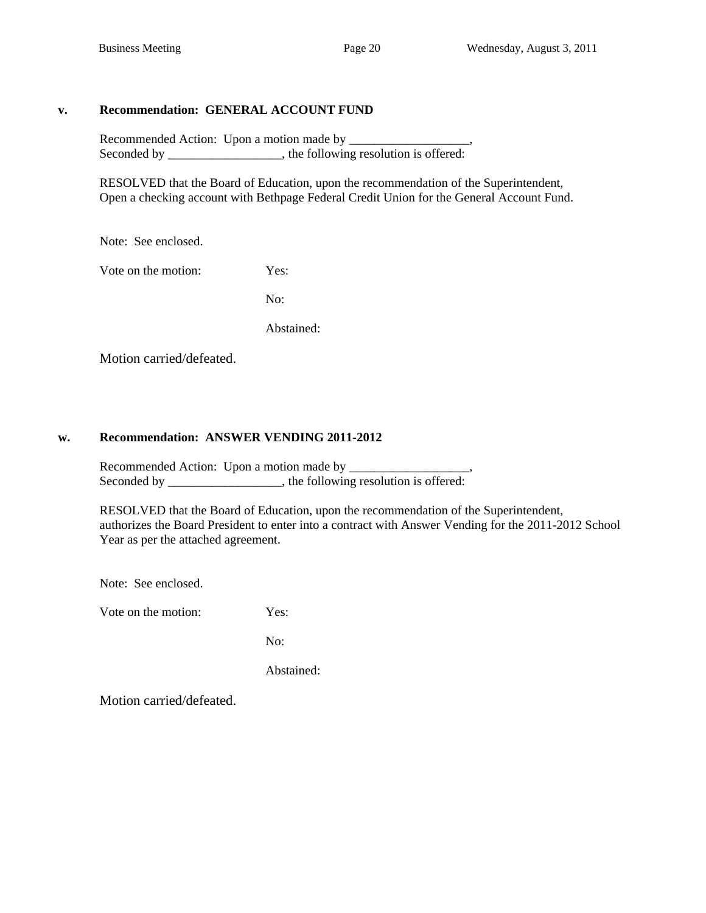**v. Recommendation: GENERAL ACCOUNT FUND**

Recommended Action: Upon a motion made by ___________________,
Seconded by __________________, the following resolution is offered:

RESOLVED that the Board of Education, upon the recommendation of the Superintendent,
Open a checking account with Bethpage Federal Credit Union for the General Account Fund.

Note: See enclosed.

Vote on the motion: Yes:

No:

Abstained:

Motion carried/defeated.

**w. Recommendation: ANSWER VENDING 2011-2012**

Recommended Action: Upon a motion made by ___________________,
Seconded by __________________, the following resolution is offered:

RESOLVED that the Board of Education, upon the recommendation of the Superintendent,
authorizes the Board President to enter into a contract with Answer Vending for the 2011-2012 School Year as per the attached agreement.

Note: See enclosed.

Vote on the motion: Yes:

No:

Abstained:

Motion carried/defeated.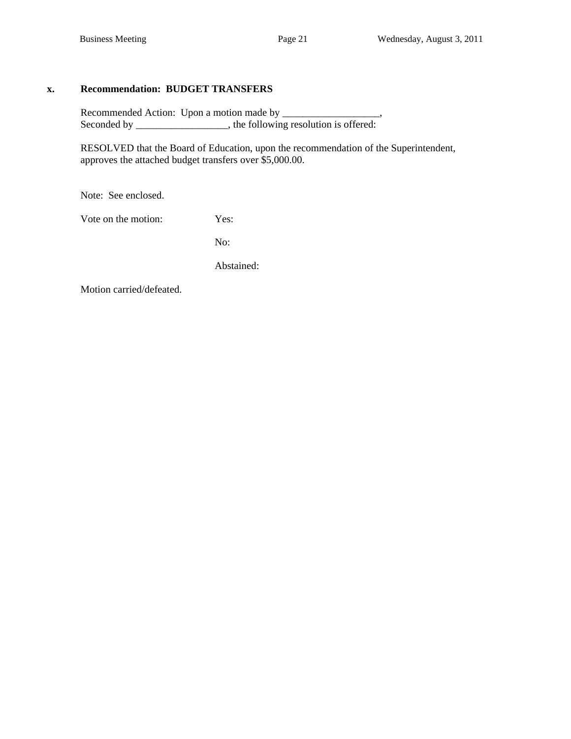**x. Recommendation: BUDGET TRANSFERS**

Recommended Action: Upon a motion made by ___________________,
Seconded by __________________, the following resolution is offered:

RESOLVED that the Board of Education, upon the recommendation of the Superintendent, approves the attached budget transfers over $5,000.00.

Note: See enclosed.

Vote on the motion: Yes:

No:

Abstained:

Motion carried/defeated.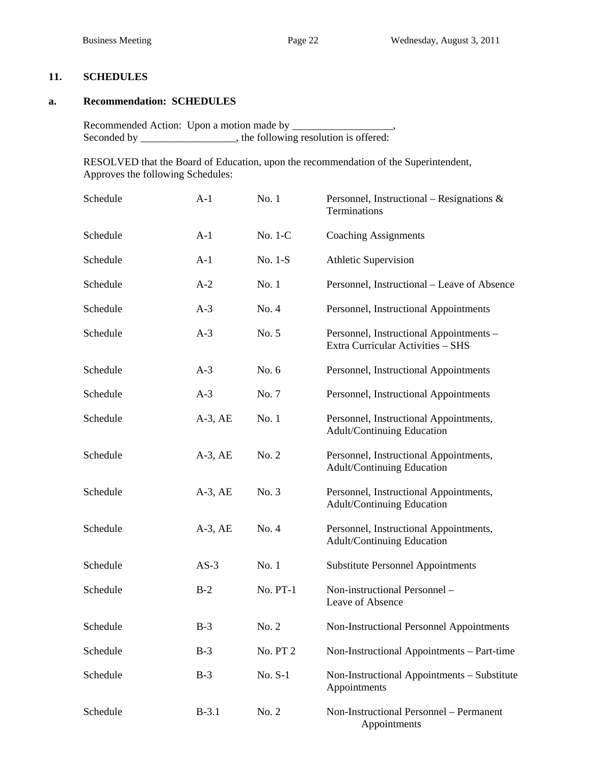**11. SCHEDULES**

**a. Recommendation: SCHEDULES**

Recommended Action: Upon a motion made by ___________________,
Seconded by __________________, the following resolution is offered:

RESOLVED that the Board of Education, upon the recommendation of the Superintendent, Approves the following Schedules:

| | | | |
|---|---|---|---|
| Schedule | A-1 | No. 1 | Personnel, Instructional – Resignations & Terminations |
| Schedule | A-1 | No. 1-C | Coaching Assignments |
| Schedule | A-1 | No. 1-S | Athletic Supervision |
| Schedule | A-2 | No. 1 | Personnel, Instructional – Leave of Absence |
| Schedule | A-3 | No. 4 | Personnel, Instructional Appointments |
| Schedule | A-3 | No. 5 | Personnel, Instructional Appointments – Extra Curricular Activities – SHS |
| Schedule | A-3 | No. 6 | Personnel, Instructional Appointments |
| Schedule | A-3 | No. 7 | Personnel, Instructional Appointments |
| Schedule | A-3, AE | No. 1 | Personnel, Instructional Appointments, Adult/Continuing Education |
| Schedule | A-3, AE | No. 2 | Personnel, Instructional Appointments, Adult/Continuing Education |
| Schedule | A-3, AE | No. 3 | Personnel, Instructional Appointments, Adult/Continuing Education |
| Schedule | A-3, AE | No. 4 | Personnel, Instructional Appointments, Adult/Continuing Education |
| Schedule | AS-3 | No. 1 | Substitute Personnel Appointments |
| Schedule | B-2 | No. PT-1 | Non-instructional Personnel – Leave of Absence |
| Schedule | B-3 | No. 2 | Non-Instructional Personnel Appointments |
| Schedule | B-3 | No. PT 2 | Non-Instructional Appointments – Part-time |
| Schedule | B-3 | No. S-1 | Non-Instructional Appointments – Substitute Appointments |
| Schedule | B-3.1 | No. 2 | Non-Instructional Personnel – Permanent Appointments |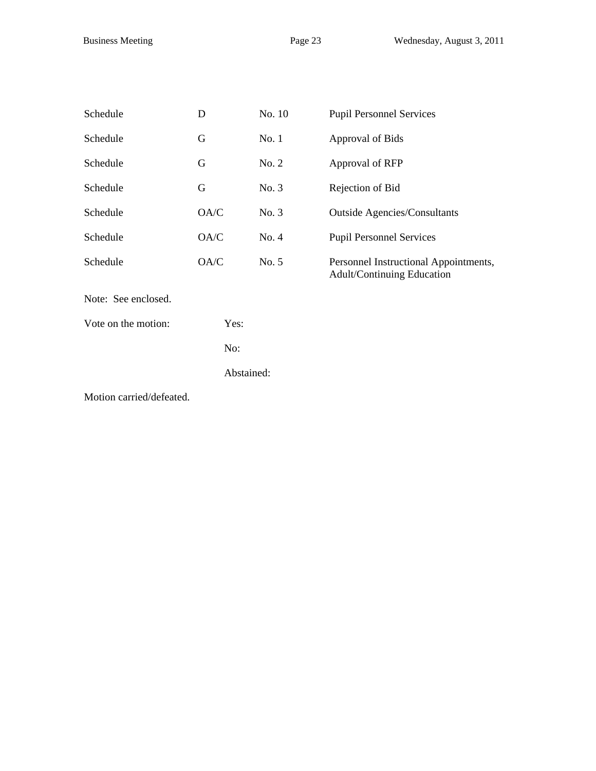| | | | |
|---|---|---|---|
| Schedule | D | No. 10 | Pupil Personnel Services |
| Schedule | G | No. 1 | Approval of Bids |
| Schedule | G | No. 2 | Approval of RFP |
| Schedule | G | No. 3 | Rejection of Bid |
| Schedule | OA/C | No. 3 | Outside Agencies/Consultants |
| Schedule | OA/C | No. 4 | Pupil Personnel Services |
| Schedule | OA/C | No. 5 | Personnel Instructional Appointments, Adult/Continuing Education |

Note: See enclosed.

Vote on the motion: Yes:

No:

Abstained:

Motion carried/defeated.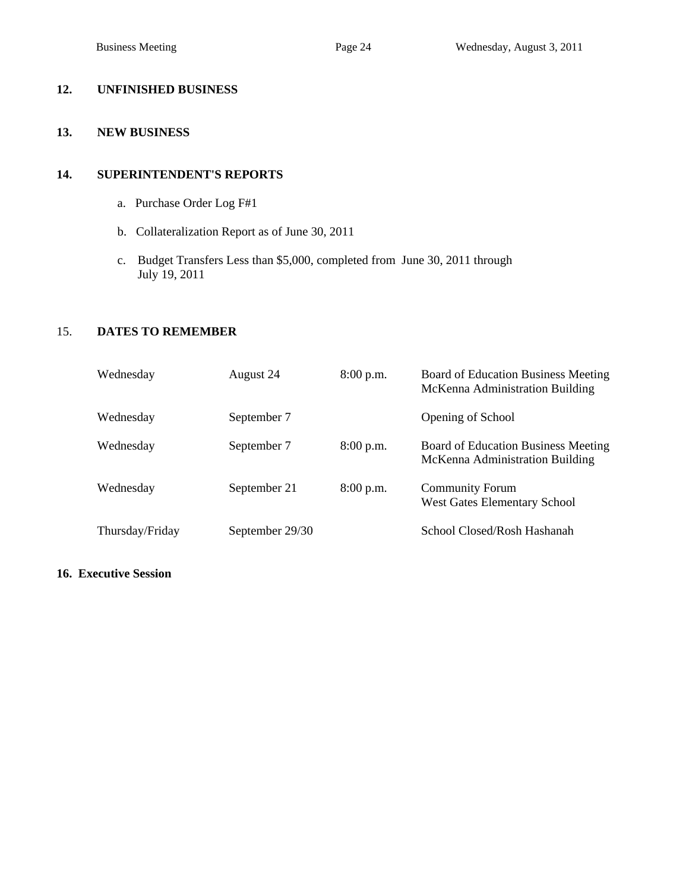## 12. UNFINISHED BUSINESS

## 13. NEW BUSINESS

## 14. SUPERINTENDENT'S REPORTS

a. Purchase Order Log F#1

b. Collateralization Report as of June 30, 2011

c. Budget Transfers Less than $5,000, completed from June 30, 2011 through July 19, 2011

## 15. DATES TO REMEMBER

| | | | |
|---|---|---|---|
| Wednesday | August 24 | 8:00 p.m. | Board of Education Business Meeting McKenna Administration Building |
| Wednesday | September 7 | | Opening of School |
| Wednesday | September 7 | 8:00 p.m. | Board of Education Business Meeting McKenna Administration Building |
| Wednesday | September 21 | 8:00 p.m. | Community Forum West Gates Elementary School |
| Thursday/Friday | September 29/30 | | School Closed/Rosh Hashanah |

## 16. Executive Session